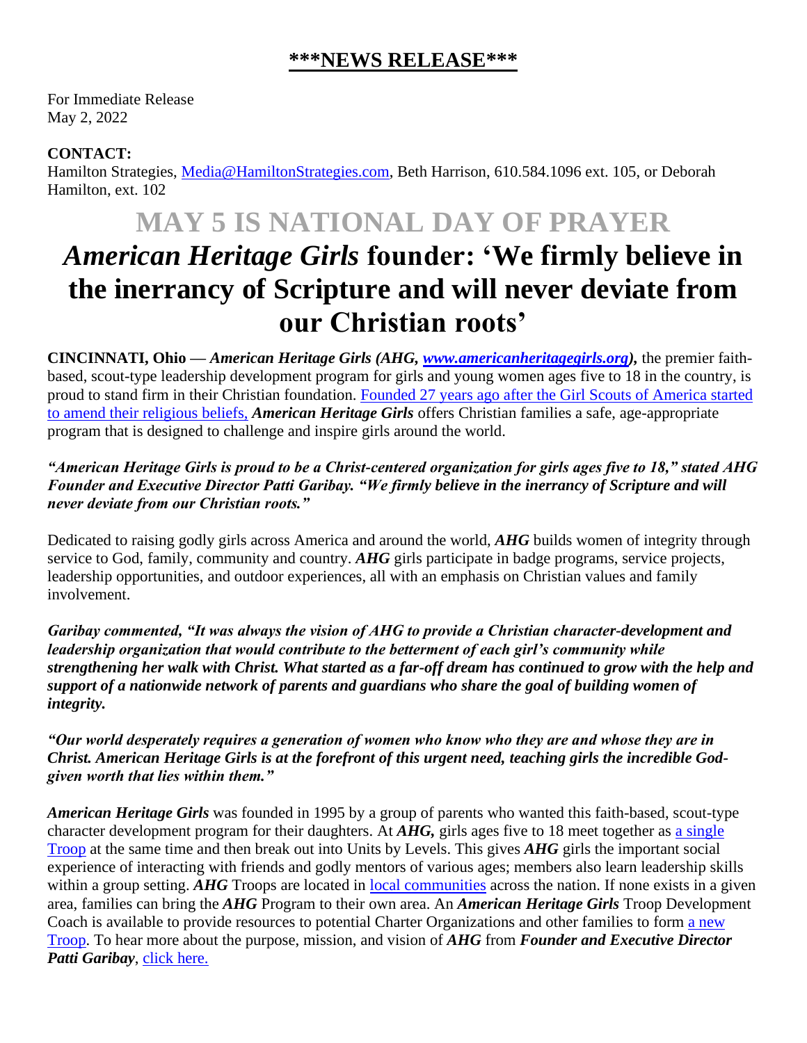**\*\*\*NEWS RELEASE\*\*\***

For Immediate Release
May 2, 2022

**CONTACT:**
Hamilton Strategies, Media@HamiltonStrategies.com, Beth Harrison, 610.584.1096 ext. 105, or Deborah Hamilton, ext. 102

# MAY 5 IS NATIONAL DAY OF PRAYER

# *American Heritage Girls* founder: 'We firmly believe in the inerrancy of Scripture and will never deviate from our Christian roots'

**CINCINNATI, Ohio —** ***American Heritage Girls (AHG, www.americanheritagegirls.org),*** the premier faith-based, scout-type leadership development program for girls and young women ages five to 18 in the country, is proud to stand firm in their Christian foundation. Founded 27 years ago after the Girl Scouts of America started to amend their religious beliefs, ***American Heritage Girls*** offers Christian families a safe, age-appropriate program that is designed to challenge and inspire girls around the world.

***"American Heritage Girls is proud to be a Christ-centered organization for girls ages five to 18," stated AHG Founder and Executive Director Patti Garibay. "We firmly believe in the inerrancy of Scripture and will never deviate from our Christian roots."***

Dedicated to raising godly girls across America and around the world, ***AHG*** builds women of integrity through service to God, family, community and country. ***AHG*** girls participate in badge programs, service projects, leadership opportunities, and outdoor experiences, all with an emphasis on Christian values and family involvement.

***Garibay commented, "It was always the vision of AHG to provide a Christian character-development and leadership organization that would contribute to the betterment of each girl's community while strengthening her walk with Christ. What started as a far-off dream has continued to grow with the help and support of a nationwide network of parents and guardians who share the goal of building women of integrity.***

***"Our world desperately requires a generation of women who know who they are and whose they are in Christ. American Heritage Girls is at the forefront of this urgent need, teaching girls the incredible God-given worth that lies within them."***

***American Heritage Girls*** was founded in 1995 by a group of parents who wanted this faith-based, scout-type character development program for their daughters. At ***AHG,*** girls ages five to 18 meet together as a single Troop at the same time and then break out into Units by Levels. This gives ***AHG*** girls the important social experience of interacting with friends and godly mentors of various ages; members also learn leadership skills within a group setting. ***AHG*** Troops are located in local communities across the nation. If none exists in a given area, families can bring the ***AHG*** Program to their own area. An ***American Heritage Girls*** Troop Development Coach is available to provide resources to potential Charter Organizations and other families to form a new Troop. To hear more about the purpose, mission, and vision of ***AHG*** from ***Founder and Executive Director Patti Garibay***, click here.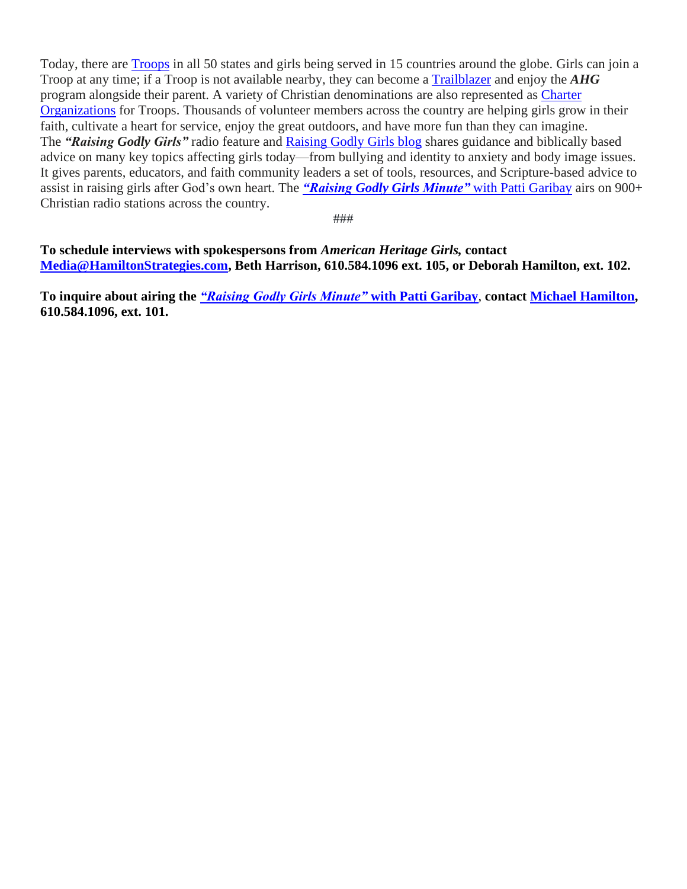Today, there are Troops in all 50 states and girls being served in 15 countries around the globe. Girls can join a Troop at any time; if a Troop is not available nearby, they can become a Trailblazer and enjoy the ***AHG*** program alongside their parent. A variety of Christian denominations are also represented as Charter Organizations for Troops. Thousands of volunteer members across the country are helping girls grow in their faith, cultivate a heart for service, enjoy the great outdoors, and have more fun than they can imagine.
The ***"Raising Godly Girls"*** radio feature and Raising Godly Girls blog shares guidance and biblically based advice on many key topics affecting girls today—from bullying and identity to anxiety and body image issues. It gives parents, educators, and faith community leaders a set of tools, resources, and Scripture-based advice to assist in raising girls after God's own heart. The ***"Raising Godly Girls Minute"*** with Patti Garibay airs on 900+ Christian radio stations across the country.

###

**To schedule interviews with spokespersons from *American Heritage Girls,* contact Media@HamiltonStrategies.com, Beth Harrison, 610.584.1096 ext. 105, or Deborah Hamilton, ext. 102.**

**To inquire about airing the *"Raising Godly Girls Minute"* with Patti Garibay, contact Michael Hamilton, 610.584.1096, ext. 101.**